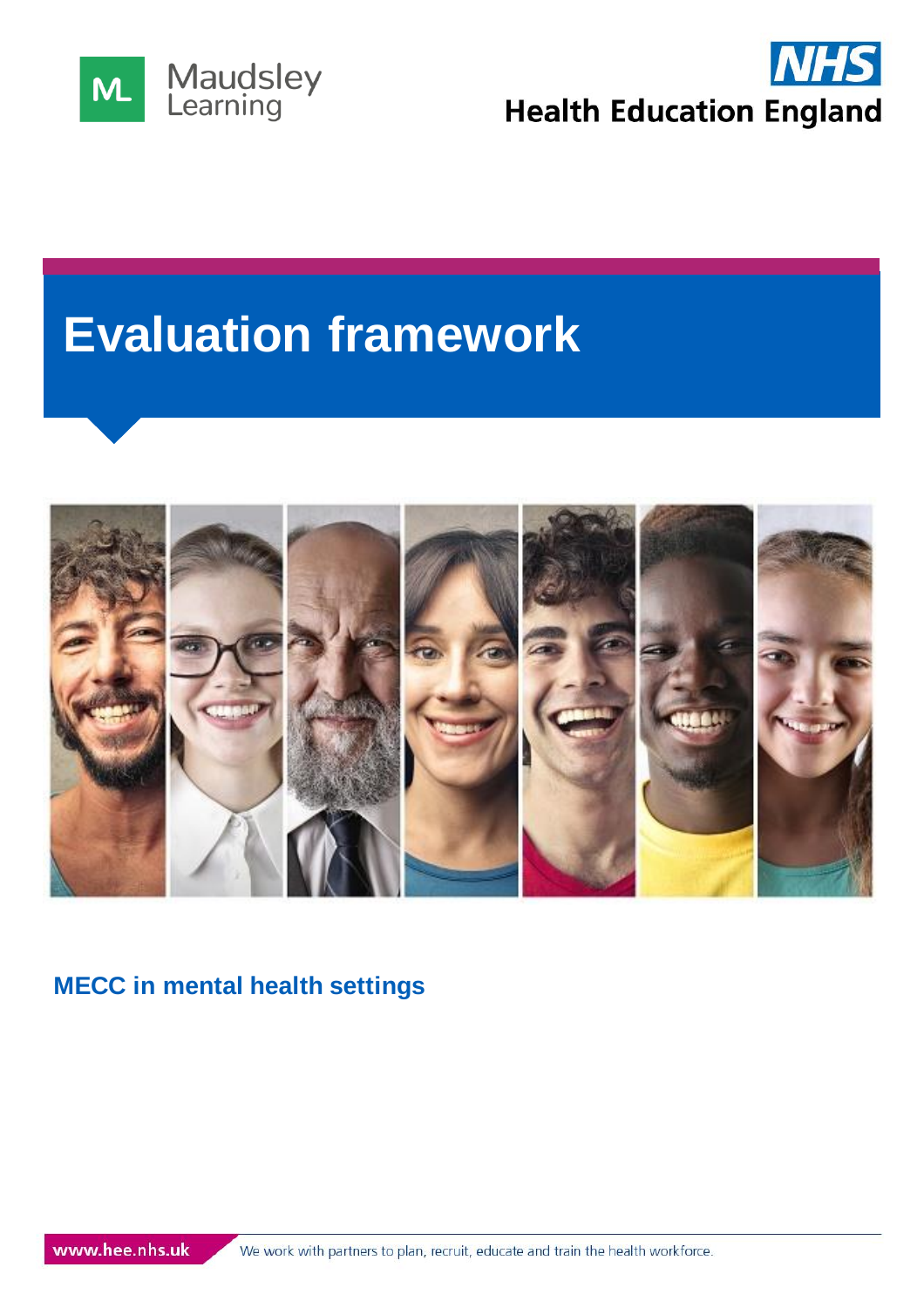Maudsley Learning

NHS Health Education England

# Evaluation framework

## MECC in mental health settings

www.hee.nhs.uk We work with partners to plan, recruit, educate and train the health workforce.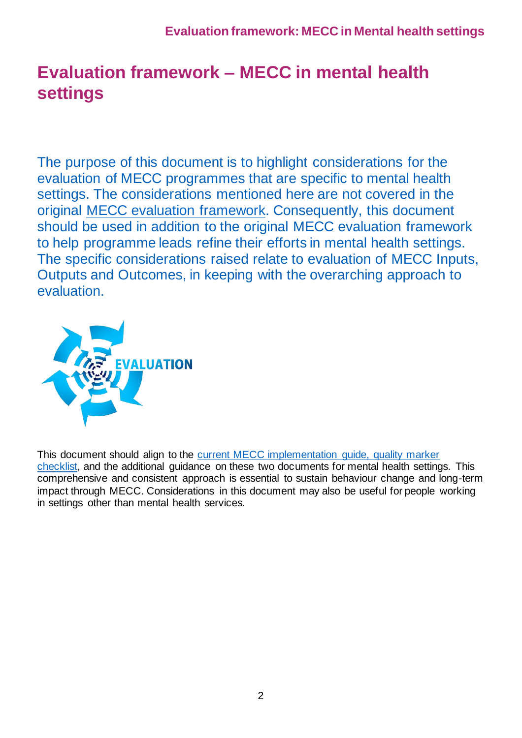# Evaluation framework – MECC in mental health settings

The purpose of this document is to highlight considerations for the evaluation of MECC programmes that are specific to mental health settings. The considerations mentioned here are not covered in the original MECC evaluation framework. Consequently, this document should be used in addition to the original MECC evaluation framework to help programme leads refine their efforts in mental health settings. The specific considerations raised relate to evaluation of MECC Inputs, Outputs and Outcomes, in keeping with the overarching approach to evaluation.

This document should align to the current MECC implementation guide, quality marker checklist, and the additional guidance on these two documents for mental health settings. This comprehensive and consistent approach is essential to sustain behaviour change and long-term impact through MECC. Considerations in this document may also be useful for people working in settings other than mental health services.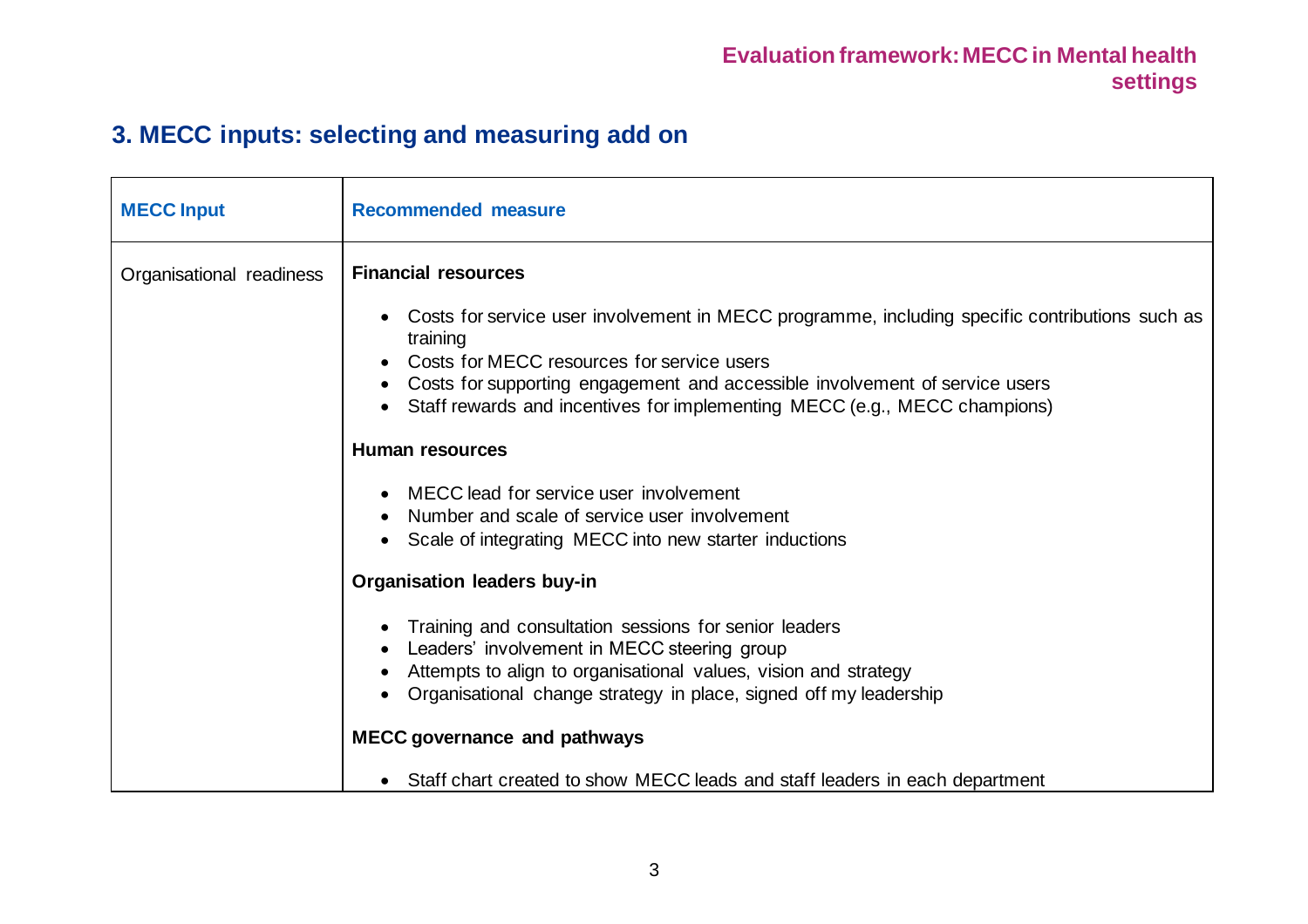## 3. MECC inputs: selecting and measuring add on

| MECC Input | Recommended measure |
| --- | --- |
| Organisational readiness | **Financial resources**<br><br>• Costs for service user involvement in MECC programme, including specific contributions such as training<br>• Costs for MECC resources for service users<br>• Costs for supporting engagement and accessible involvement of service users<br>• Staff rewards and incentives for implementing MECC (e.g., MECC champions)<br><br>**Human resources**<br><br>• MECC lead for service user involvement<br>• Number and scale of service user involvement<br>• Scale of integrating MECC into new starter inductions<br><br>**Organisation leaders buy-in**<br><br>• Training and consultation sessions for senior leaders<br>• Leaders' involvement in MECC steering group<br>• Attempts to align to organisational values, vision and strategy<br>• Organisational change strategy in place, signed off my leadership<br><br>**MECC governance and pathways**<br><br>• Staff chart created to show MECC leads and staff leaders in each department |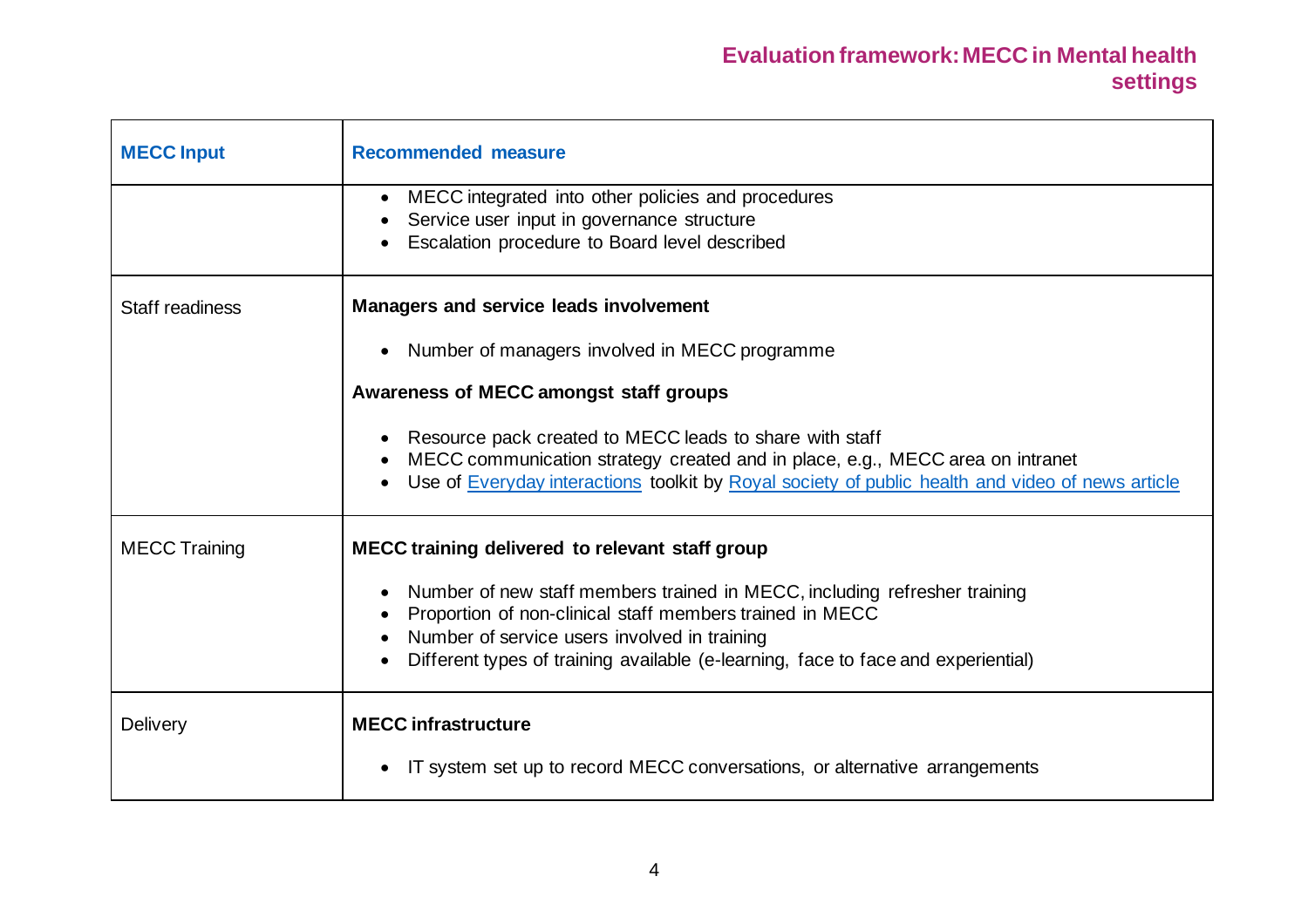## Evaluation framework: MECC in Mental health settings

| MECC Input | Recommended measure |
| --- | --- |
| | • MECC integrated into other policies and procedures<br>• Service user input in governance structure<br>• Escalation procedure to Board level described |
| Staff readiness | **Managers and service leads involvement**<br><br>• Number of managers involved in MECC programme<br><br>**Awareness of MECC amongst staff groups**<br><br>• Resource pack created to MECC leads to share with staff<br>• MECC communication strategy created and in place, e.g., MECC area on intranet<br>• Use of Everyday interactions toolkit by Royal society of public health and video of news article |
| MECC Training | **MECC training delivered to relevant staff group**<br><br>• Number of new staff members trained in MECC, including refresher training<br>• Proportion of non-clinical staff members trained in MECC<br>• Number of service users involved in training<br>• Different types of training available (e-learning, face to face and experiential) |
| Delivery | **MECC infrastructure**<br><br>• IT system set up to record MECC conversations, or alternative arrangements |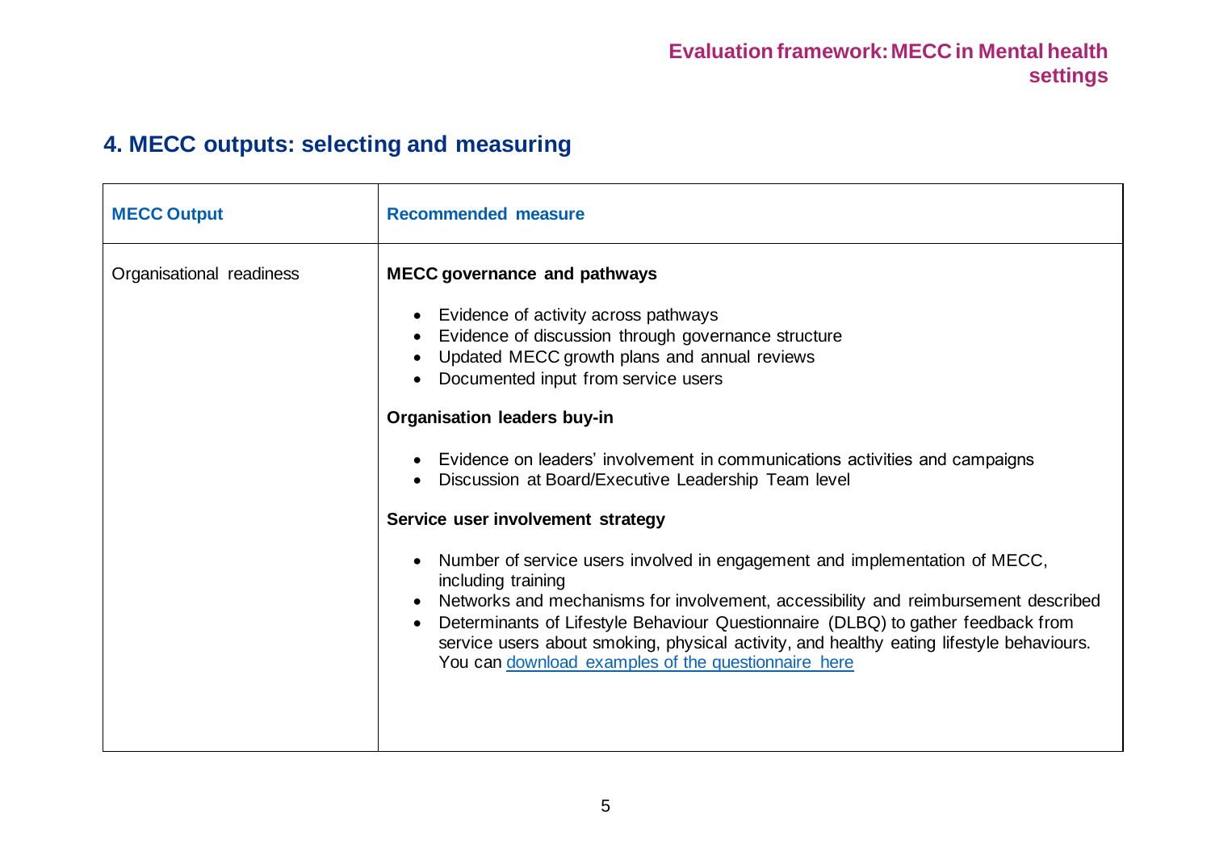## 4. MECC outputs: selecting and measuring

| MECC Output | Recommended measure |
|---|---|
| Organisational readiness | **MECC governance and pathways**<br><br>• Evidence of activity across pathways<br>• Evidence of discussion through governance structure<br>• Updated MECC growth plans and annual reviews<br>• Documented input from service users<br><br>**Organisation leaders buy-in**<br><br>• Evidence on leaders' involvement in communications activities and campaigns<br>• Discussion at Board/Executive Leadership Team level<br><br>**Service user involvement strategy**<br><br>• Number of service users involved in engagement and implementation of MECC, including training<br>• Networks and mechanisms for involvement, accessibility and reimbursement described<br>• Determinants of Lifestyle Behaviour Questionnaire (DLBQ) to gather feedback from service users about smoking, physical activity, and healthy eating lifestyle behaviours. You can download examples of the questionnaire here |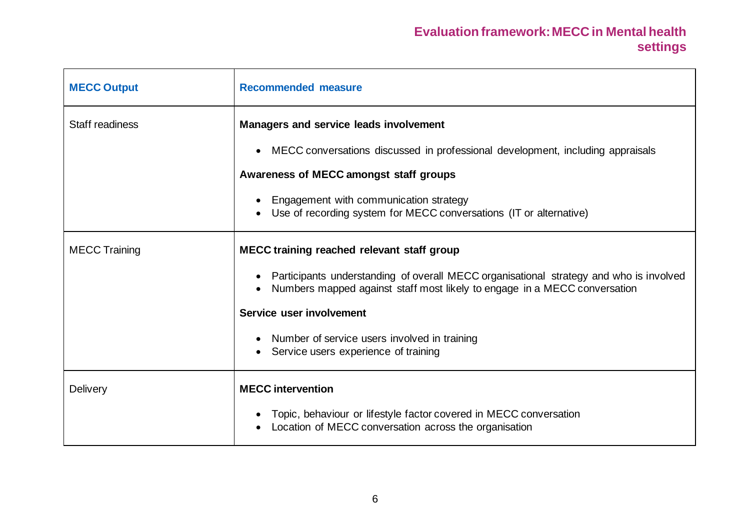## Evaluation framework: MECC in Mental health settings

| MECC Output | Recommended measure |
|---|---|
| Staff readiness | **Managers and service leads involvement**<br>• MECC conversations discussed in professional development, including appraisals<br>**Awareness of MECC amongst staff groups**<br>• Engagement with communication strategy<br>• Use of recording system for MECC conversations (IT or alternative) |
| MECC Training | **MECC training reached relevant staff group**<br>• Participants understanding of overall MECC organisational strategy and who is involved<br>• Numbers mapped against staff most likely to engage in a MECC conversation<br>**Service user involvement**<br>• Number of service users involved in training<br>• Service users experience of training |
| Delivery | **MECC intervention**<br>• Topic, behaviour or lifestyle factor covered in MECC conversation<br>• Location of MECC conversation across the organisation |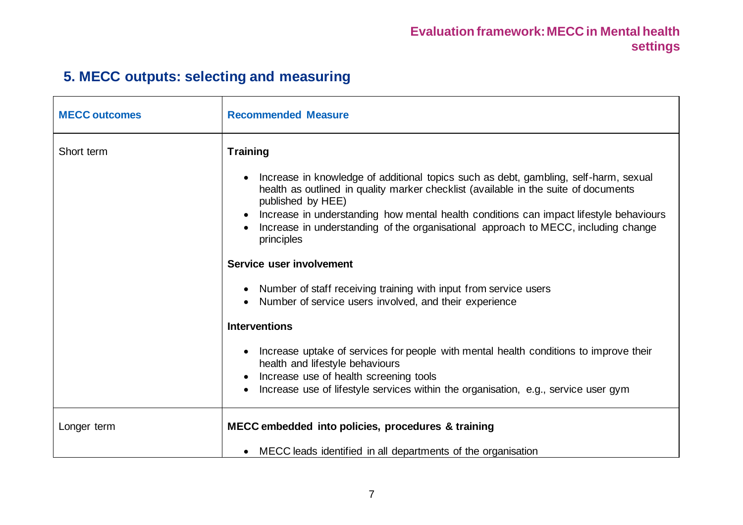## 5. MECC outputs: selecting and measuring

| MECC outcomes | Recommended Measure |
|---|---|
| Short term | **Training**<br><br>• Increase in knowledge of additional topics such as debt, gambling, self-harm, sexual health as outlined in quality marker checklist (available in the suite of documents published by HEE)<br>• Increase in understanding how mental health conditions can impact lifestyle behaviours<br>• Increase in understanding of the organisational approach to MECC, including change principles<br><br>**Service user involvement**<br><br>• Number of staff receiving training with input from service users<br>• Number of service users involved, and their experience<br><br>**Interventions**<br><br>• Increase uptake of services for people with mental health conditions to improve their health and lifestyle behaviours<br>• Increase use of health screening tools<br>• Increase use of lifestyle services within the organisation, e.g., service user gym |
| Longer term | **MECC embedded into policies, procedures & training**<br><br>• MECC leads identified in all departments of the organisation |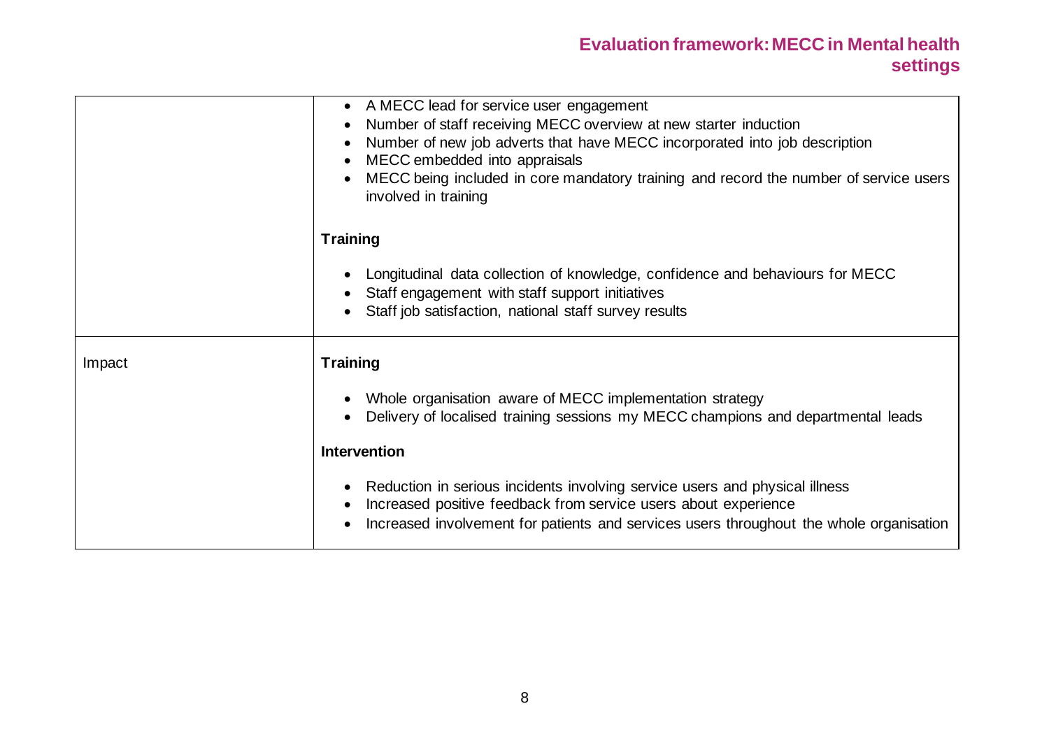| | |
|---|---|
| | • A MECC lead for service user engagement<br>• Number of staff receiving MECC overview at new starter induction<br>• Number of new job adverts that have MECC incorporated into job description<br>• MECC embedded into appraisals<br>• MECC being included in core mandatory training and record the number of service users involved in training<br><br>**Training**<br><br>• Longitudinal data collection of knowledge, confidence and behaviours for MECC<br>• Staff engagement with staff support initiatives<br>• Staff job satisfaction, national staff survey results |
| Impact | **Training**<br><br>• Whole organisation aware of MECC implementation strategy<br>• Delivery of localised training sessions my MECC champions and departmental leads<br><br>**Intervention**<br><br>• Reduction in serious incidents involving service users and physical illness<br>• Increased positive feedback from service users about experience<br>• Increased involvement for patients and services users throughout the whole organisation |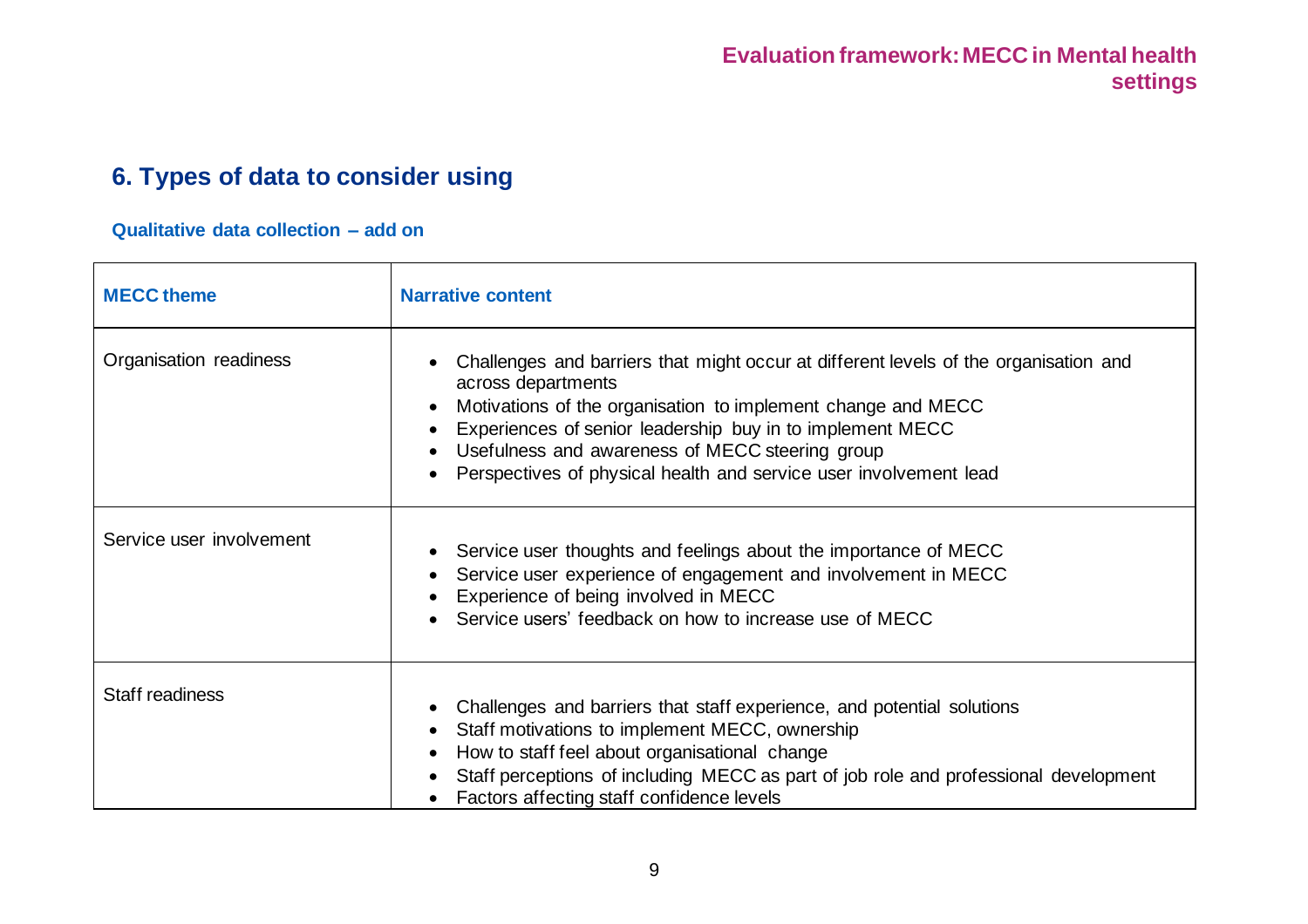## 6. Types of data to consider using

### Qualitative data collection – add on

| MECC theme | Narrative content |
|---|---|
| Organisation readiness | • Challenges and barriers that might occur at different levels of the organisation and across departments<br>• Motivations of the organisation to implement change and MECC<br>• Experiences of senior leadership buy in to implement MECC<br>• Usefulness and awareness of MECC steering group<br>• Perspectives of physical health and service user involvement lead |
| Service user involvement | • Service user thoughts and feelings about the importance of MECC<br>• Service user experience of engagement and involvement in MECC<br>• Experience of being involved in MECC<br>• Service users' feedback on how to increase use of MECC |
| Staff readiness | • Challenges and barriers that staff experience, and potential solutions<br>• Staff motivations to implement MECC, ownership<br>• How to staff feel about organisational change<br>• Staff perceptions of including MECC as part of job role and professional development<br>• Factors affecting staff confidence levels |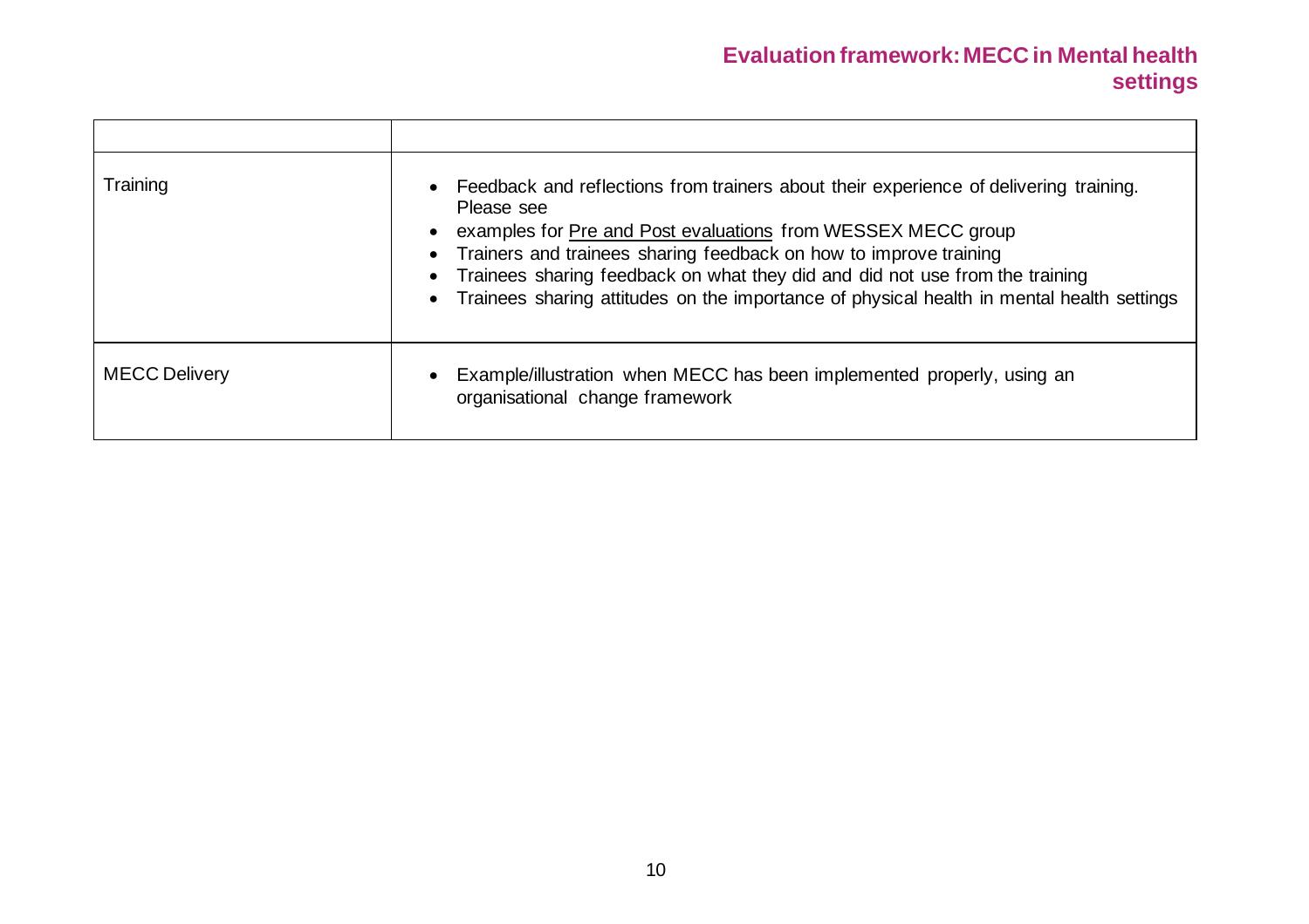## Evaluation framework: MECC in Mental health settings

| | |
|---|---|
| Training | • Feedback and reflections from trainers about their experience of delivering training. Please see<br>• examples for Pre and Post evaluations from WESSEX MECC group<br>• Trainers and trainees sharing feedback on how to improve training<br>• Trainees sharing feedback on what they did and did not use from the training<br>• Trainees sharing attitudes on the importance of physical health in mental health settings |
| MECC Delivery | • Example/illustration when MECC has been implemented properly, using an organisational change framework |